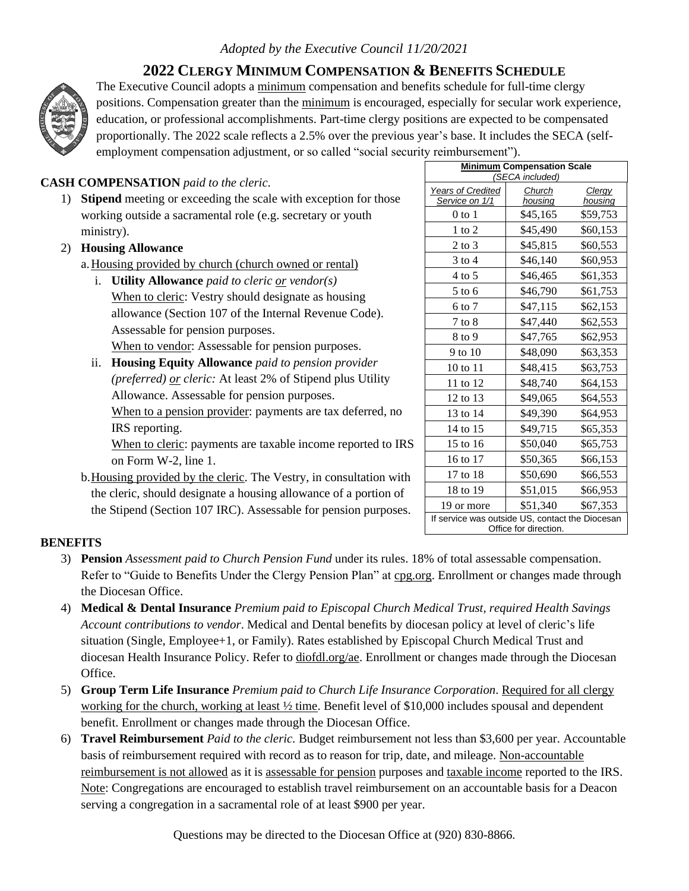*Adopted by the Executive Council 11/20/2021*

# 2022 CLERGY MINIMUM COMPENSATION & BENEFITS SCHEDULE

The Executive Council adopts a minimum compensation and benefits schedule for full-time clergy positions. Compensation greater than the minimum is encouraged, especially for secular work experience, education, or professional accomplishments. Part-time clergy positions are expected to be compensated proportionally. The 2022 scale reflects a 2.5% over the previous year's base. It includes the SECA (self-employment compensation adjustment, or so called "social security reimbursement").

| **Minimum Compensation Scale** *(SECA included)* | | |
|---|---|---|
| *Years of Credited Service on 1/1* | *Church housing* | *Clergy housing* |
| 0 to 1 | $45,165 | $59,753 |
| 1 to 2 | $45,490 | $60,153 |
| 2 to 3 | $45,815 | $60,553 |
| 3 to 4 | $46,140 | $60,953 |
| 4 to 5 | $46,465 | $61,353 |
| 5 to 6 | $46,790 | $61,753 |
| 6 to 7 | $47,115 | $62,153 |
| 7 to 8 | $47,440 | $62,553 |
| 8 to 9 | $47,765 | $62,953 |
| 9 to 10 | $48,090 | $63,353 |
| 10 to 11 | $48,415 | $63,753 |
| 11 to 12 | $48,740 | $64,153 |
| 12 to 13 | $49,065 | $64,553 |
| 13 to 14 | $49,390 | $64,953 |
| 14 to 15 | $49,715 | $65,353 |
| 15 to 16 | $50,040 | $65,753 |
| 16 to 17 | $50,365 | $66,153 |
| 17 to 18 | $50,690 | $66,553 |
| 18 to 19 | $51,015 | $66,953 |
| 19 or more | $51,340 | $67,353 |
| If service was outside US, contact the Diocesan Office for direction. | | |

**CASH COMPENSATION** *paid to the cleric.*

1) **Stipend** meeting or exceeding the scale with exception for those working outside a sacramental role (e.g. secretary or youth ministry).
2) **Housing Allowance**
   a. Housing provided by church (church owned or rental)
      i. **Utility Allowance** *paid to cleric or vendor(s)*
         When to cleric: Vestry should designate as housing allowance (Section 107 of the Internal Revenue Code). Assessable for pension purposes.
         When to vendor: Assessable for pension purposes.
      ii. **Housing Equity Allowance** *paid to pension provider (preferred) or cleric:* At least 2% of Stipend plus Utility Allowance. Assessable for pension purposes.
         When to a pension provider: payments are tax deferred, no IRS reporting.
         When to cleric: payments are taxable income reported to IRS on Form W-2, line 1.
   b. Housing provided by the cleric. The Vestry, in consultation with the cleric, should designate a housing allowance of a portion of the Stipend (Section 107 IRC). Assessable for pension purposes.

**BENEFITS**

3) **Pension** *Assessment paid to Church Pension Fund* under its rules. 18% of total assessable compensation. Refer to "Guide to Benefits Under the Clergy Pension Plan" at cpg.org. Enrollment or changes made through the Diocesan Office.
4) **Medical & Dental Insurance** *Premium paid to Episcopal Church Medical Trust, required Health Savings Account contributions to vendor*. Medical and Dental benefits by diocesan policy at level of cleric's life situation (Single, Employee+1, or Family). Rates established by Episcopal Church Medical Trust and diocesan Health Insurance Policy. Refer to diofdl.org/ae. Enrollment or changes made through the Diocesan Office.
5) **Group Term Life Insurance** *Premium paid to Church Life Insurance Corporation*. Required for all clergy working for the church, working at least ½ time. Benefit level of $10,000 includes spousal and dependent benefit. Enrollment or changes made through the Diocesan Office.
6) **Travel Reimbursement** *Paid to the cleric.* Budget reimbursement not less than $3,600 per year. Accountable basis of reimbursement required with record as to reason for trip, date, and mileage. Non-accountable reimbursement is not allowed as it is assessable for pension purposes and taxable income reported to the IRS. Note: Congregations are encouraged to establish travel reimbursement on an accountable basis for a Deacon serving a congregation in a sacramental role of at least $900 per year.

Questions may be directed to the Diocesan Office at (920) 830-8866.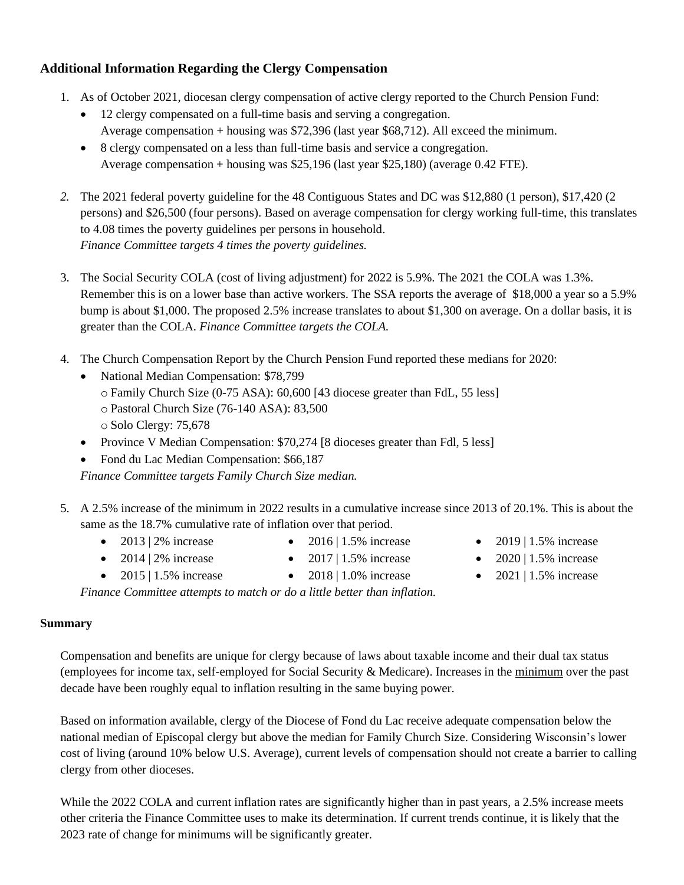## Additional Information Regarding the Clergy Compensation

1. As of October 2021, diocesan clergy compensation of active clergy reported to the Church Pension Fund:
   - 12 clergy compensated on a full-time basis and serving a congregation. Average compensation + housing was $72,396 (last year $68,712). All exceed the minimum.
   - 8 clergy compensated on a less than full-time basis and service a congregation. Average compensation + housing was $25,196 (last year $25,180) (average 0.42 FTE).

2. The 2021 federal poverty guideline for the 48 Contiguous States and DC was $12,880 (1 person), $17,420 (2 persons) and $26,500 (four persons). Based on average compensation for clergy working full-time, this translates to 4.08 times the poverty guidelines per persons in household.
   *Finance Committee targets 4 times the poverty guidelines.*

3. The Social Security COLA (cost of living adjustment) for 2022 is 5.9%. The 2021 the COLA was 1.3%. Remember this is on a lower base than active workers. The SSA reports the average of $18,000 a year so a 5.9% bump is about $1,000. The proposed 2.5% increase translates to about $1,300 on average. On a dollar basis, it is greater than the COLA. *Finance Committee targets the COLA.*

4. The Church Compensation Report by the Church Pension Fund reported these medians for 2020:
   - National Median Compensation: $78,799
     - Family Church Size (0-75 ASA): 60,600 [43 diocese greater than FdL, 55 less]
     - Pastoral Church Size (76-140 ASA): 83,500
     - Solo Clergy: 75,678
   - Province V Median Compensation: $70,274 [8 dioceses greater than Fdl, 5 less]
   - Fond du Lac Median Compensation: $66,187

   *Finance Committee targets Family Church Size median.*

5. A 2.5% increase of the minimum in 2022 results in a cumulative increase since 2013 of 20.1%. This is about the same as the 18.7% cumulative rate of inflation over that period.
   - 2013 | 2% increase
   - 2014 | 2% increase
   - 2015 | 1.5% increase
   - 2016 | 1.5% increase
   - 2017 | 1.5% increase
   - 2018 | 1.0% increase
   - 2019 | 1.5% increase
   - 2020 | 1.5% increase
   - 2021 | 1.5% increase

   *Finance Committee attempts to match or do a little better than inflation.*

### Summary

Compensation and benefits are unique for clergy because of laws about taxable income and their dual tax status (employees for income tax, self-employed for Social Security & Medicare). Increases in the minimum over the past decade have been roughly equal to inflation resulting in the same buying power.

Based on information available, clergy of the Diocese of Fond du Lac receive adequate compensation below the national median of Episcopal clergy but above the median for Family Church Size. Considering Wisconsin's lower cost of living (around 10% below U.S. Average), current levels of compensation should not create a barrier to calling clergy from other dioceses.

While the 2022 COLA and current inflation rates are significantly higher than in past years, a 2.5% increase meets other criteria the Finance Committee uses to make its determination. If current trends continue, it is likely that the 2023 rate of change for minimums will be significantly greater.